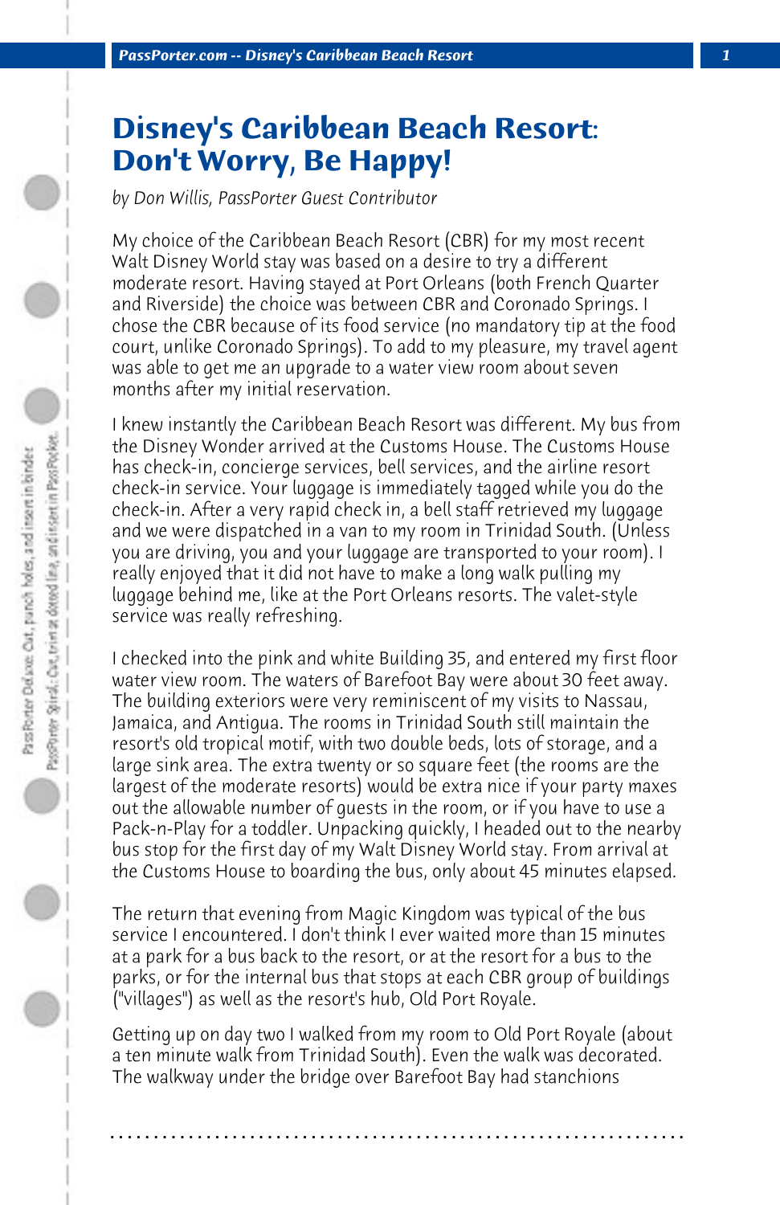# Disney's Caribbean Beach Resort: Don't Worry, Be Happy!

*by Don Willis, PassPorter Guest Contributor*

My choice of the Caribbean Beach Resort (CBR) for my most recent Walt Disney World stay was based on a desire to try a different moderate resort. Having stayed at Port Orleans (both French Quarter and Riverside) the choice was between CBR and Coronado Springs. I chose the CBR because of its food service (no mandatory tip at the food court, unlike Coronado Springs). To add to my pleasure, my travel agent was able to get me an upgrade to a water view room about seven months after my initial reservation.

I knew instantly the Caribbean Beach Resort was different. My bus from the Disney Wonder arrived at the Customs House. The Customs House has check-in, concierge services, bell services, and the airline resort check-in service. Your luggage is immediately tagged while you do the check-in. After a very rapid check in, a bell staff retrieved my luggage and we were dispatched in a van to my room in Trinidad South. (Unless you are driving, you and your luggage are transported to your room). I really enjoyed that it did not have to make a long walk pulling my luggage behind me, like at the Port Orleans resorts. The valet-style service was really refreshing.

I checked into the pink and white Building 35, and entered my first floor water view room. The waters of Barefoot Bay were about 30 feet away. The building exteriors were very reminiscent of my visits to Nassau, Jamaica, and Antigua. The rooms in Trinidad South still maintain the resort's old tropical motif, with two double beds, lots of storage, and a large sink area. The extra twenty or so square feet (the rooms are the largest of the moderate resorts) would be extra nice if your party maxes out the allowable number of guests in the room, or if you have to use a Pack-n-Play for a toddler. Unpacking quickly, I headed out to the nearby bus stop for the first day of my Walt Disney World stay. From arrival at the Customs House to boarding the bus, only about 45 minutes elapsed.

The return that evening from Magic Kingdom was typical of the bus service I encountered. I don't think I ever waited more than 15 minutes at a park for a bus back to the resort, or at the resort for a bus to the parks, or for the internal bus that stops at each CBR group of buildings ("villages") as well as the resort's hub, Old Port Royale.

Getting up on day two I walked from my room to Old Port Royale (about a ten minute walk from Trinidad South). Even the walk was decorated. The walkway under the bridge over Barefoot Bay had stanchions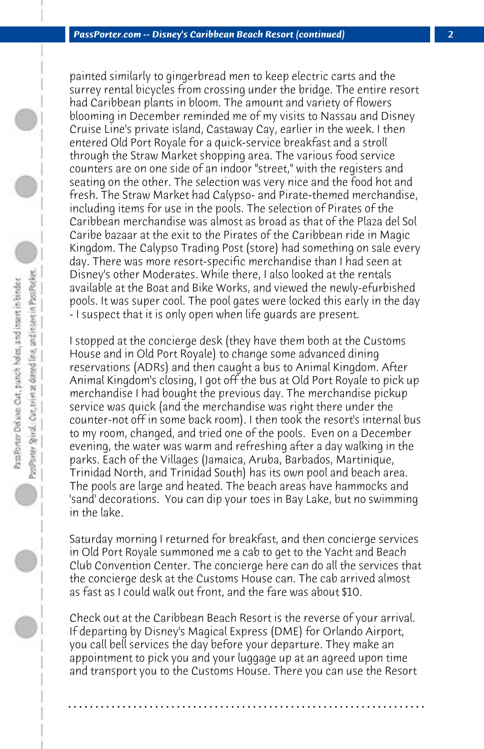painted similarly to gingerbread men to keep electric carts and the surrey rental bicycles from crossing under the bridge. The entire resort had Caribbean plants in bloom. The amount and variety of flowers blooming in December reminded me of my visits to Nassau and Disney Cruise Line's private island, Castaway Cay, earlier in the week. I then entered Old Port Royale for a quick-service breakfast and a stroll through the Straw Market shopping area. The various food service counters are on one side of an indoor "street," with the registers and seating on the other. The selection was very nice and the food hot and fresh. The Straw Market had Calypso- and Pirate-themed merchandise, including items for use in the pools. The selection of Pirates of the Caribbean merchandise was almost as broad as that of the Plaza del Sol Caribe bazaar at the exit to the Pirates of the Caribbean ride in Magic Kingdom. The Calypso Trading Post (store) had something on sale every day. There was more resort-specific merchandise than I had seen at Disney's other Moderates. While there, I also looked at the rentals available at the Boat and Bike Works, and viewed the newly-efurbished pools. It was super cool. The pool gates were locked this early in the day - I suspect that it is only open when life guards are present.

I stopped at the concierge desk (they have them both at the Customs House and in Old Port Royale) to change some advanced dining reservations (ADRs) and then caught a bus to Animal Kingdom. After Animal Kingdom's closing, I got off the bus at Old Port Royale to pick up merchandise I had bought the previous day. The merchandise pickup service was quick (and the merchandise was right there under the counter-not off in some back room). I then took the resort's internal bus to my room, changed, and tried one of the pools. Even on a December evening, the water was warm and refreshing after a day walking in the parks. Each of the Villages (Jamaica, Aruba, Barbados, Martinique, Trinidad North, and Trinidad South) has its own pool and beach area. The pools are large and heated. The beach areas have hammocks and 'sand' decorations. You can dip your toes in Bay Lake, but no swimming in the lake.

Saturday morning I returned for breakfast, and then concierge services in Old Port Royale summoned me a cab to get to the Yacht and Beach Club Convention Center. The concierge here can do all the services that the concierge desk at the Customs House can. The cab arrived almost as fast as I could walk out front, and the fare was about $10.

Check out at the Caribbean Beach Resort is the reverse of your arrival. If departing by Disney's Magical Express (DME) for Orlando Airport, you call bell services the day before your departure. They make an appointment to pick you and your luggage up at an agreed upon time and transport you to the Customs House. There you can use the Resort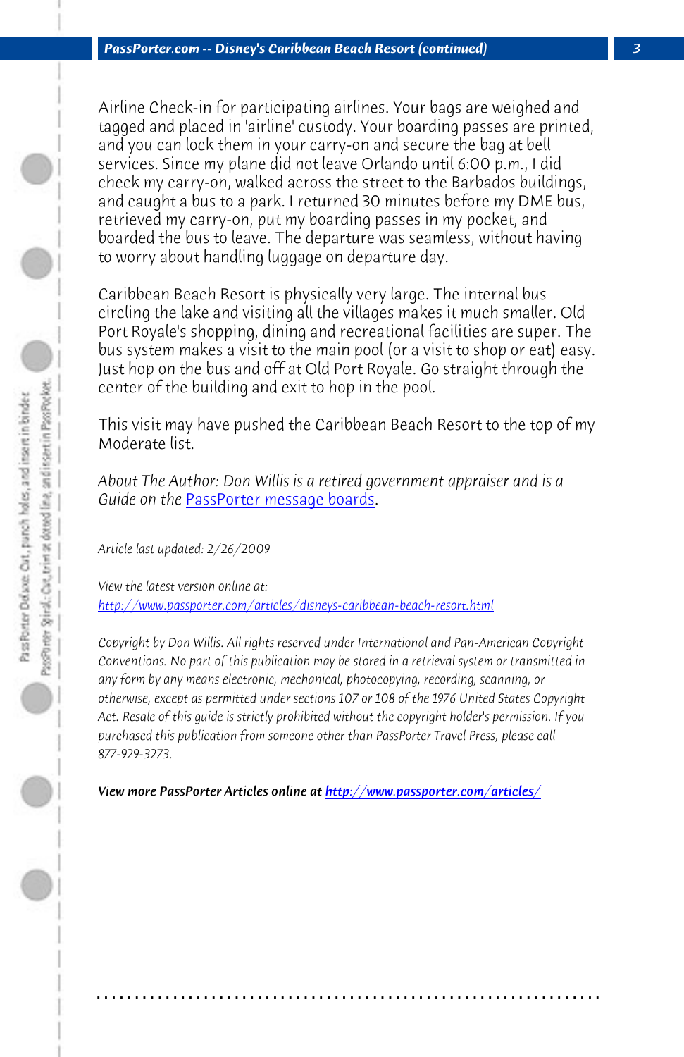Airline Check-in for participating airlines. Your bags are weighed and tagged and placed in 'airline' custody. Your boarding passes are printed, and you can lock them in your carry-on and secure the bag at bell services. Since my plane did not leave Orlando until 6:00 p.m., I did check my carry-on, walked across the street to the Barbados buildings, and caught a bus to a park. I returned 30 minutes before my DME bus, retrieved my carry-on, put my boarding passes in my pocket, and boarded the bus to leave. The departure was seamless, without having to worry about handling luggage on departure day.

Caribbean Beach Resort is physically very large. The internal bus circling the lake and visiting all the villages makes it much smaller. Old Port Royale's shopping, dining and recreational facilities are super. The bus system makes a visit to the main pool (or a visit to shop or eat) easy. Just hop on the bus and off at Old Port Royale. Go straight through the center of the building and exit to hop in the pool.

This visit may have pushed the Caribbean Beach Resort to the top of my Moderate list.

*About The Author: Don Willis is a retired government appraiser and is a Guide on the* [PassPorter message boards](http://www.passporter.com/).

*Article last updated: 2/26/2009*

*View the latest version online at:*
[http://www.passporter.com/articles/disneys-caribbean-beach-resort.html](http://www.passporter.com/articles/disneys-caribbean-beach-resort.html)

*Copyright by Don Willis. All rights reserved under International and Pan-American Copyright Conventions. No part of this publication may be stored in a retrieval system or transmitted in any form by any means electronic, mechanical, photocopying, recording, scanning, or otherwise, except as permitted under sections 107 or 108 of the 1976 United States Copyright Act. Resale of this guide is strictly prohibited without the copyright holder's permission. If you purchased this publication from someone other than PassPorter Travel Press, please call 877-929-3273.*

***View more PassPorter Articles online at*** [**http://www.passporter.com/articles/**](http://www.passporter.com/articles/)